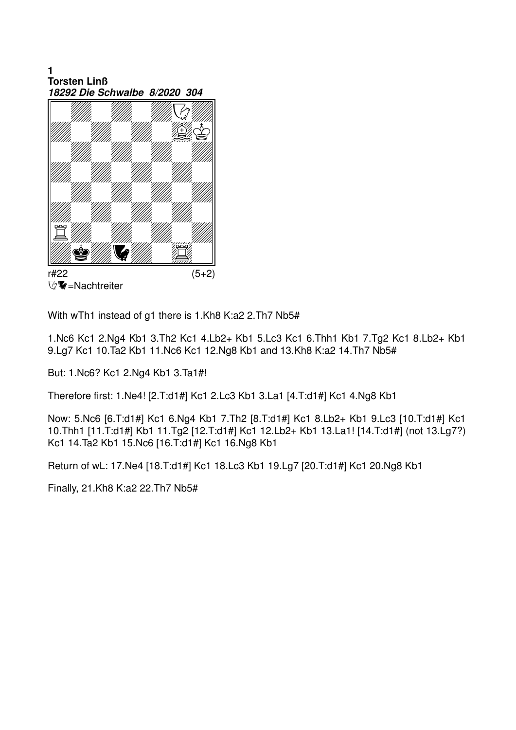**1**
**Torsten Linß**
***18292 Die Schwalbe 8/2020 304***

r#22 (5+2)
=Nachtreiter

With wTh1 instead of g1 there is 1.Kh8 K:a2 2.Th7 Nb5#

1.Nc6 Kc1 2.Ng4 Kb1 3.Th2 Kc1 4.Lb2+ Kb1 5.Lc3 Kc1 6.Thh1 Kb1 7.Tg2 Kc1 8.Lb2+ Kb1 9.Lg7 Kc1 10.Ta2 Kb1 11.Nc6 Kc1 12.Ng8 Kb1 and 13.Kh8 K:a2 14.Th7 Nb5#

But: 1.Nc6? Kc1 2.Ng4 Kb1 3.Ta1#!

Therefore first: 1.Ne4! [2.T:d1#] Kc1 2.Lc3 Kb1 3.La1 [4.T:d1#] Kc1 4.Ng8 Kb1

Now: 5.Nc6 [6.T:d1#] Kc1 6.Ng4 Kb1 7.Th2 [8.T:d1#] Kc1 8.Lb2+ Kb1 9.Lc3 [10.T:d1#] Kc1 10.Thh1 [11.T:d1#] Kb1 11.Tg2 [12.T:d1#] Kc1 12.Lb2+ Kb1 13.La1! [14.T:d1#] (not 13.Lg7?) Kc1 14.Ta2 Kb1 15.Nc6 [16.T:d1#] Kc1 16.Ng8 Kb1

Return of wL: 17.Ne4 [18.T:d1#] Kc1 18.Lc3 Kb1 19.Lg7 [20.T:d1#] Kc1 20.Ng8 Kb1

Finally, 21.Kh8 K:a2 22.Th7 Nb5#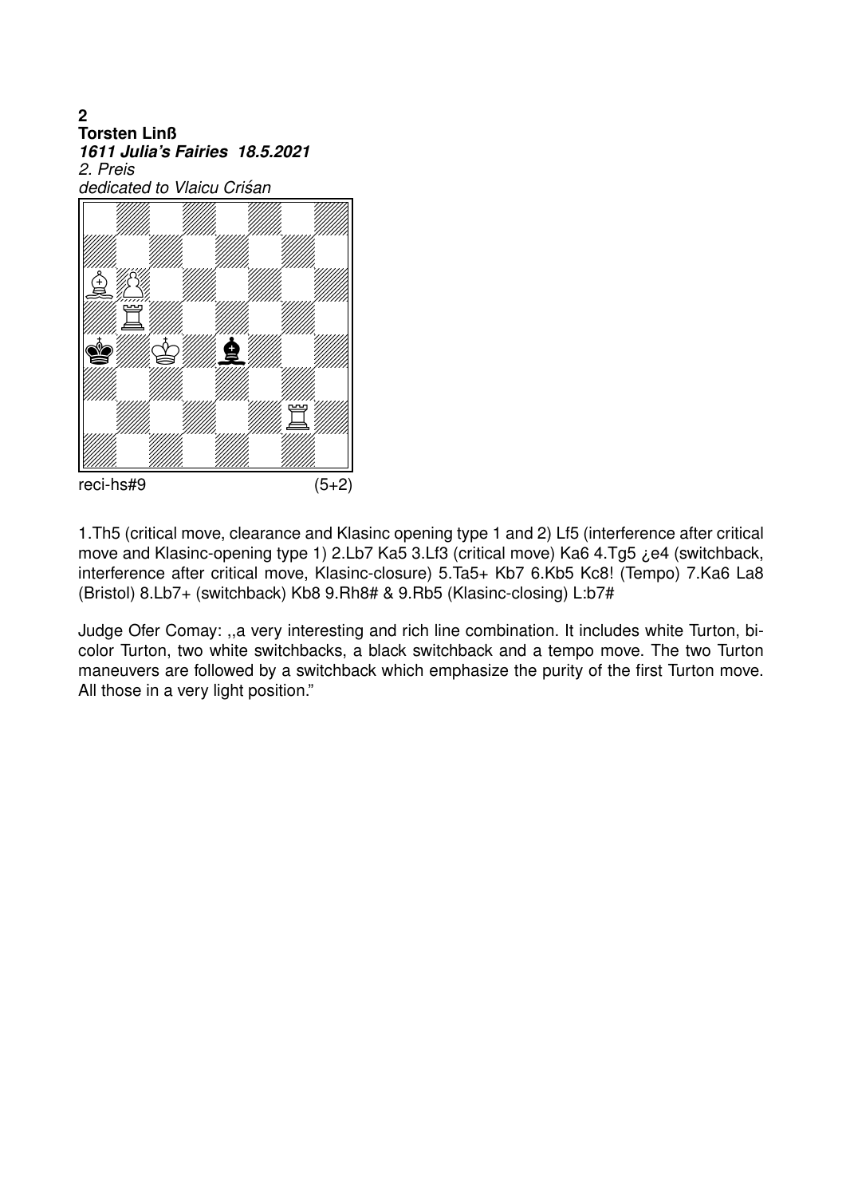**2**
**Torsten Linß**
***1611 Julia's Fairies 18.5.2021***
*2. Preis*
*dedicated to Vlaicu Crişan*

reci-hs#9 (5+2)

1.Th5 (critical move, clearance and Klasinc opening type 1 and 2) Lf5 (interference after critical move and Klasinc-opening type 1) 2.Lb7 Ka5 3.Lf3 (critical move) Ka6 4.Tg5 ¿e4 (switchback, interference after critical move, Klasinc-closure) 5.Ta5+ Kb7 6.Kb5 Kc8! (Tempo) 7.Ka6 La8 (Bristol) 8.Lb7+ (switchback) Kb8 9.Rh8# & 9.Rb5 (Klasinc-closing) L:b7#

Judge Ofer Comay: ,,a very interesting and rich line combination. It includes white Turton, bi-color Turton, two white switchbacks, a black switchback and a tempo move. The two Turton maneuvers are followed by a switchback which emphasize the purity of the first Turton move. All those in a very light position."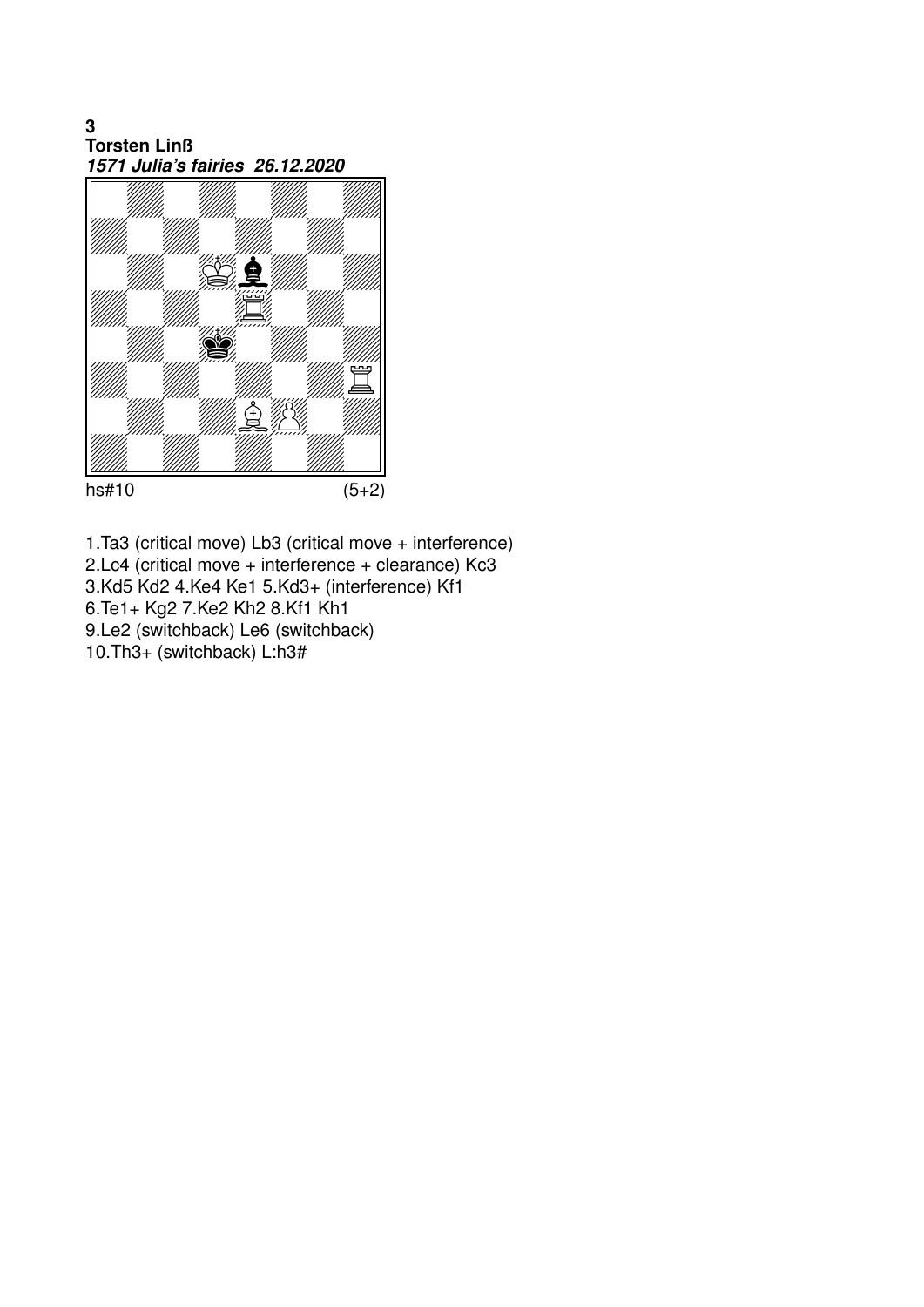**3**
**Torsten Linß**
***1571 Julia's fairies 26.12.2020***

hs#10 (5+2)

1.Ta3 (critical move) Lb3 (critical move + interference)
2.Lc4 (critical move + interference + clearance) Kc3
3.Kd5 Kd2 4.Ke4 Ke1 5.Kd3+ (interference) Kf1
6.Te1+ Kg2 7.Ke2 Kh2 8.Kf1 Kh1
9.Le2 (switchback) Le6 (switchback)
10.Th3+ (switchback) L:h3#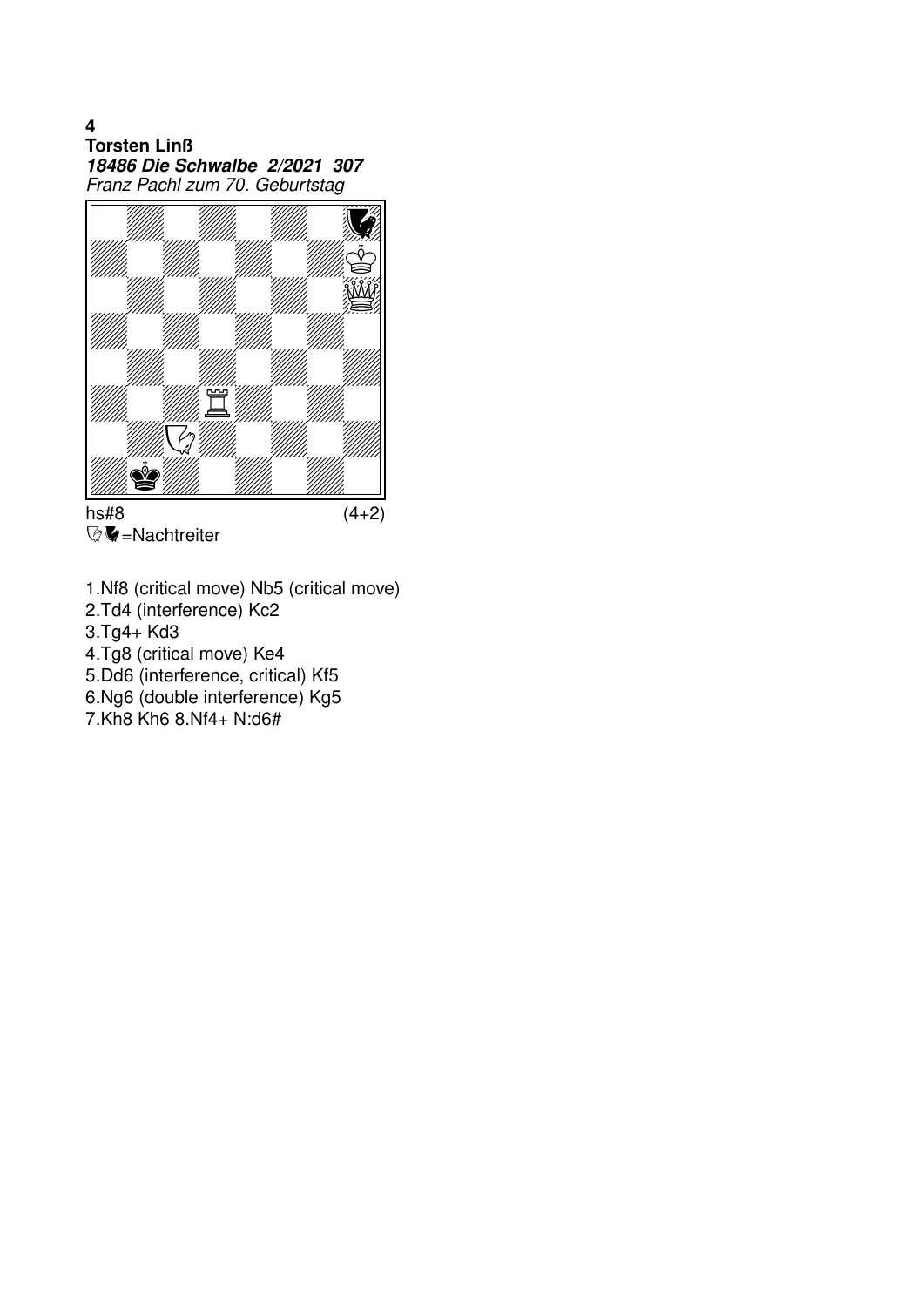**4**
**Torsten Linß**
***18486 Die Schwalbe 2/2021 307***
*Franz Pachl zum 70. Geburtstag*

hs#8 (4+2)
=Nachtreiter

1.Nf8 (critical move) Nb5 (critical move)
2.Td4 (interference) Kc2
3.Tg4+ Kd3
4.Tg8 (critical move) Ke4
5.Dd6 (interference, critical) Kf5
6.Ng6 (double interference) Kg5
7.Kh8 Kh6 8.Nf4+ N:d6#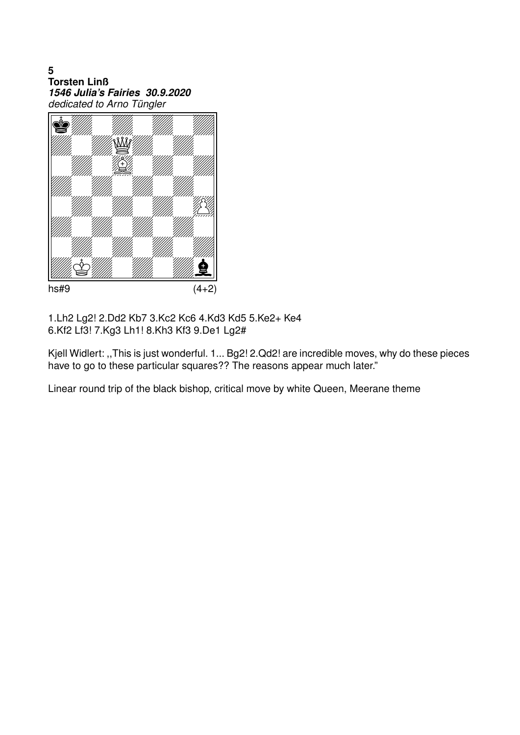**5**
**Torsten Linß**
***1546 Julia's Fairies 30.9.2020***
*dedicated to Arno Tüngler*

hs#9 (4+2)

1.Lh2 Lg2! 2.Dd2 Kb7 3.Kc2 Kc6 4.Kd3 Kd5 5.Ke2+ Ke4
6.Kf2 Lf3! 7.Kg3 Lh1! 8.Kh3 Kf3 9.De1 Lg2#

Kjell Widlert: ,,This is just wonderful. 1... Bg2! 2.Qd2! are incredible moves, why do these pieces have to go to these particular squares?? The reasons appear much later."

Linear round trip of the black bishop, critical move by white Queen, Meerane theme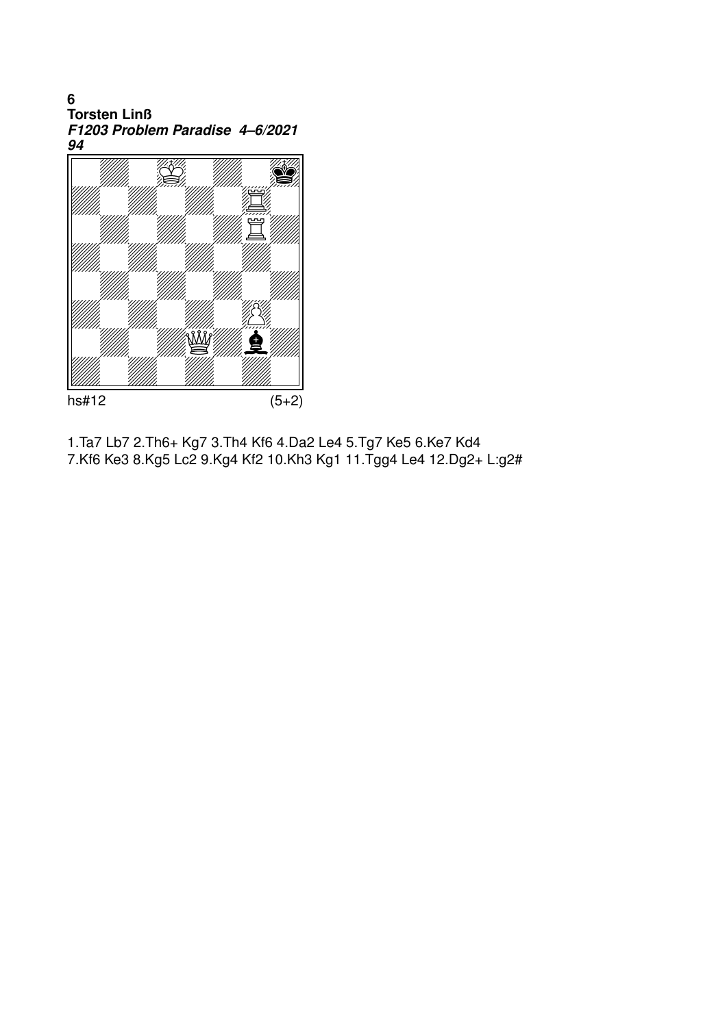**6**
**Torsten Linß**
***F1203 Problem Paradise 4–6/2021***
***94***

hs#12 (5+2)

1.Ta7 Lb7 2.Th6+ Kg7 3.Th4 Kf6 4.Da2 Le4 5.Tg7 Ke5 6.Ke7 Kd4
7.Kf6 Ke3 8.Kg5 Lc2 9.Kg4 Kf2 10.Kh3 Kg1 11.Tgg4 Le4 12.Dg2+ L:g2#